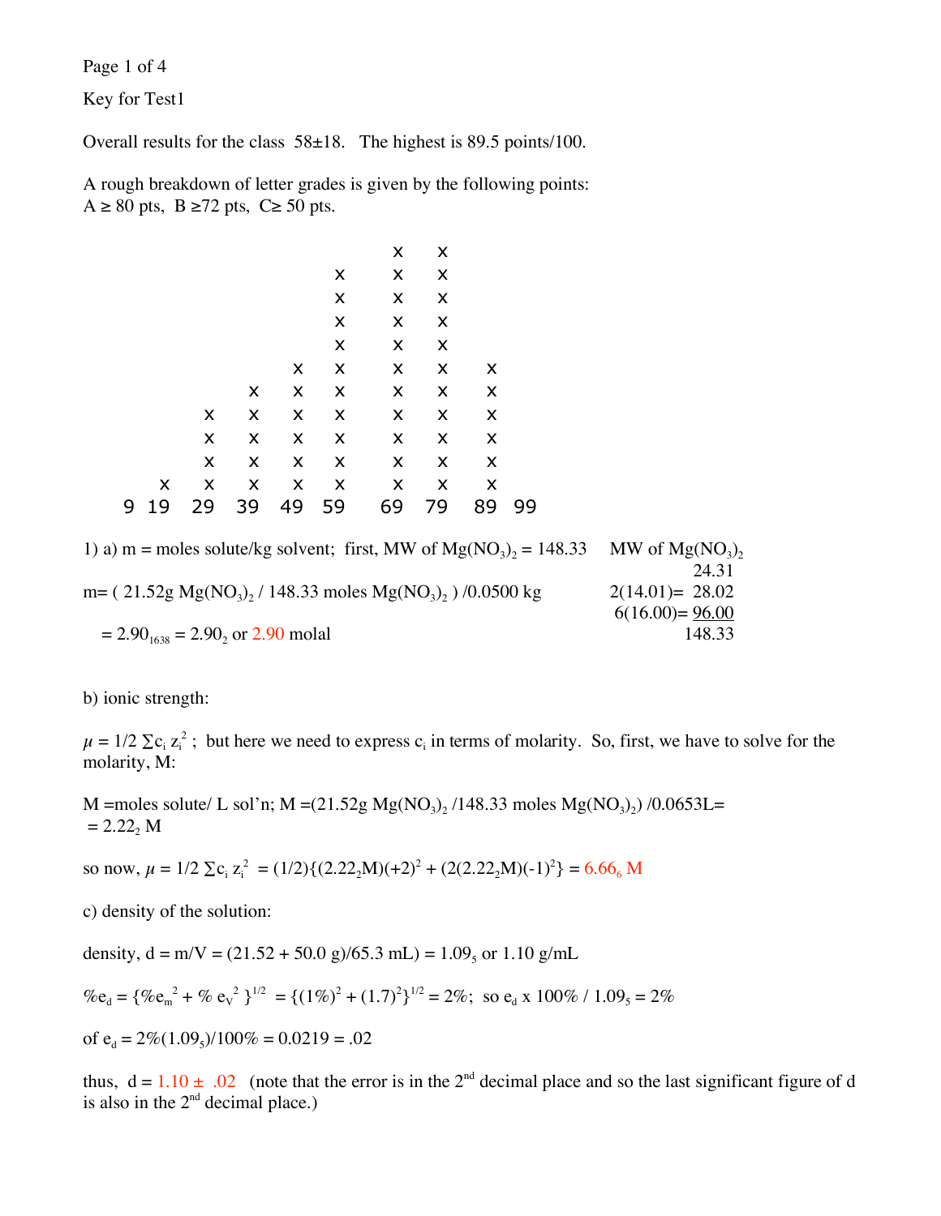Key for Test1

Overall results for the class 58±18. The highest is 89.5 points/100.

A rough breakdown of letter grades is given by the following points:
A ≥ 80 pts, B ≥72 pts, C≥ 50 pts.

```
                              x   x
                         x    x   x
                         x    x   x
                         x    x   x
                         x    x   x
                    x    x    x   x   x
                x   x    x    x   x   x
            x   x   x    x    x   x   x
            x   x   x    x    x   x   x
            x   x   x    x    x   x   x
        x   x   x   x    x    x   x   x
   9   19  29  39  49   59   69  79  89  99
```

1) a) m = moles solute/kg solvent; first, MW of $Mg(NO_3)_2$ = 148.33

| MW of $Mg(NO_3)_2$ | |
|---|---|
| | 24.31 |
| 2(14.01)= | 28.02 |
| 6(16.00)= | 96.00 |
| | 148.33 |

m= ( 21.52g $Mg(NO_3)_2$ / 148.33 moles $Mg(NO_3)_2$ ) /0.0500 kg

= $2.90_{1638}$ = $2.90_2$ or 2.90 molal

b) ionic strength:

$\mu = 1/2 \sum c_i z_i^2$ ; but here we need to express $c_i$ in terms of molarity. So, first, we have to solve for the molarity, M:

M =moles solute/ L sol'n; M =(21.52g $Mg(NO_3)_2$ /148.33 moles $Mg(NO_3)_2$) /0.0653L=
= $2.22_2$ M

so now, $\mu = 1/2 \sum c_i z_i^2 = (1/2)\{(2.22_2\text{M})(+2)^2 + (2(2.22_2\text{M})(-1)^2\} = 6.66_6$ M

c) density of the solution:

density, d = m/V = (21.52 + 50.0 g)/65.3 mL) = $1.09_5$ or 1.10 g/mL

$\%e_d = \{\%e_m^2 + \%\, e_V^2\}^{1/2} = \{(1\%)^2 + (1.7)^2\}^{1/2} = 2\%$; so $e_d$ x 100% / $1.09_5$ = 2%

of $e_d$ = 2%($1.09_5$)/100% = 0.0219 = .02

thus, d = 1.10 ± .02 (note that the error is in the 2nd decimal place and so the last significant figure of d is also in the 2nd decimal place.)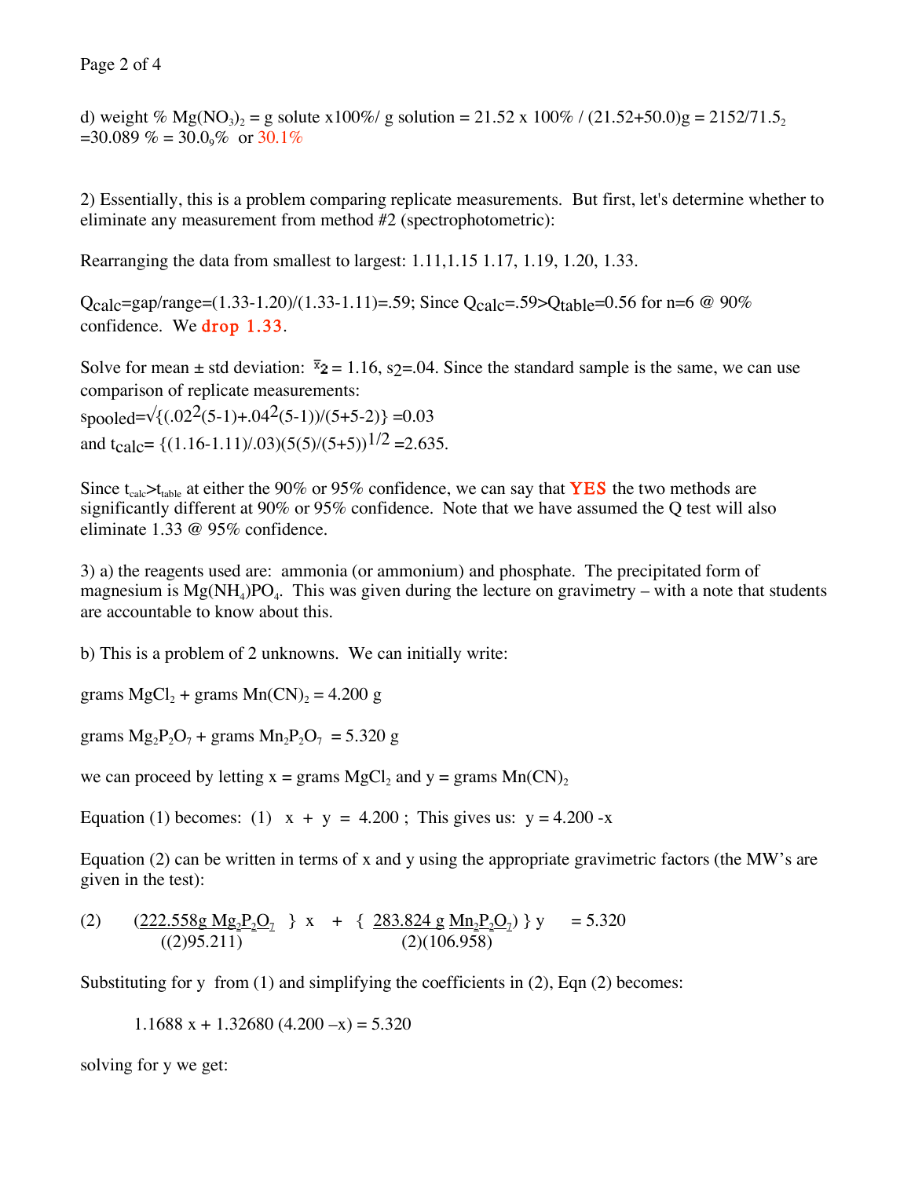d) weight % $Mg(NO_3)_2$ = g solute x100%/ g solution = 21.52 x 100% / (21.52+50.0)g = 2152/71.5$_2$ =30.089 % = 30.0$_9$% or 30.1%

2) Essentially, this is a problem comparing replicate measurements. But first, let's determine whether to eliminate any measurement from method #2 (spectrophotometric):

Rearranging the data from smallest to largest: 1.11,1.15 1.17, 1.19, 1.20, 1.33.

$Q_{calc}$=gap/range=(1.33-1.20)/(1.33-1.11)=.59; Since $Q_{calc}$=.59>$Q_{table}$=0.56 for n=6 @ 90% confidence. We **drop 1.33**.

Solve for mean ± std deviation: $\bar{x}_2$ = 1.16, $s_2$=.04. Since the standard sample is the same, we can use comparison of replicate measurements:

$s_{pooled}=\sqrt{\{(.02^2(5\text{-}1)+.04^2(5\text{-}1))/(5+5\text{-}2)\}}$ =0.03

and $t_{calc}$= $\{(1.16\text{-}1.11)/.03)(5(5)/(5+5))^{1/2}$ =2.635.

Since $t_{calc}$>$t_{table}$ at either the 90% or 95% confidence, we can say that **YES** the two methods are significantly different at 90% or 95% confidence. Note that we have assumed the Q test will also eliminate 1.33 @ 95% confidence.

3) a) the reagents used are: ammonia (or ammonium) and phosphate. The precipitated form of magnesium is $Mg(NH_4)PO_4$. This was given during the lecture on gravimetry – with a note that students are accountable to know about this.

b) This is a problem of 2 unknowns. We can initially write:

grams $MgCl_2$ + grams $Mn(CN)_2$ = 4.200 g

grams $Mg_2P_2O_7$ + grams $Mn_2P_2O_7$ = 5.320 g

we can proceed by letting x = grams $MgCl_2$ and y = grams $Mn(CN)_2$

Equation (1) becomes: (1) x + y = 4.200 ; This gives us: y = 4.200 -x

Equation (2) can be written in terms of x and y using the appropriate gravimetric factors (the MW's are given in the test):

$$(2) \quad \left(\frac{222.558\text{g } Mg_2P_2O_7}{((2)95.211)}\right\} x + \left\{\frac{283.824 \text{ g } Mn_2P_2O_7)}{(2)(106.958)}\right\} y = 5.320$$

Substituting for y from (1) and simplifying the coefficients in (2), Eqn (2) becomes:

$$1.1688 x + 1.32680 (4.200 - x) = 5.320$$

solving for y we get: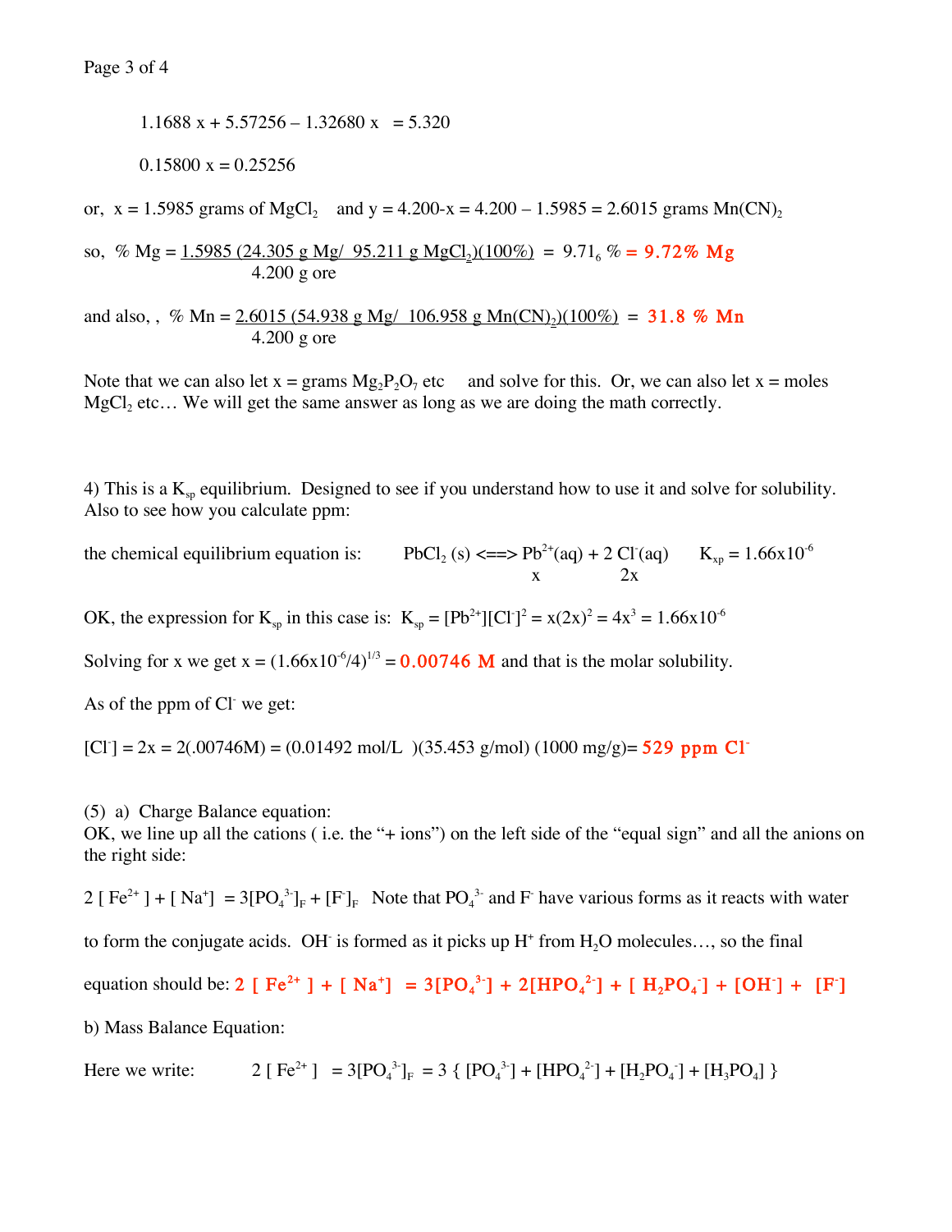$$1.1688\,x + 5.57256 - 1.32680\,x = 5.320$$

$$0.15800\,x = 0.25256$$

or, $x = 1.5985$ grams of $MgCl_2$ and $y = 4.200 - x = 4.200 - 1.5985 = 2.6015$ grams $Mn(CN)_2$

so, $\% \text{ Mg} = \dfrac{1.5985\ (24.305\text{ g Mg}/\ 95.211\text{ g } MgCl_2)(100\%)}{4.200\text{ g ore}} = 9.71_6\ \% =$ **9.72% Mg**

and also, , $\% \text{ Mn} = \dfrac{2.6015\ (54.938\text{ g Mg}/\ 106.958\text{ g } Mn(CN)_2)(100\%)}{4.200\text{ g ore}} =$ **31.8 % Mn**

Note that we can also let x = grams $Mg_2P_2O_7$ etc and solve for this. Or, we can also let x = moles $MgCl_2$ etc… We will get the same answer as long as we are doing the math correctly.

4) This is a $K_{sp}$ equilibrium. Designed to see if you understand how to use it and solve for solubility. Also to see how you calculate ppm:

the chemical equilibrium equation is: $PbCl_2\,(s) \Longleftrightarrow Pb^{2+}(aq) + 2\,Cl^-(aq)$ $K_{xp} = 1.66\text{x}10^{-6}$

$$\qquad\qquad\qquad x \qquad\qquad 2x$$

OK, the expression for $K_{sp}$ in this case is: $K_{sp} = [Pb^{2+}][Cl^-]^2 = x(2x)^2 = 4x^3 = 1.66\text{x}10^{-6}$

Solving for x we get $x = (1.66\text{x}10^{-6}/4)^{1/3} =$ **0.00746 M** and that is the molar solubility.

As of the ppm of $Cl^-$ we get:

$[Cl^-] = 2x = 2(.00746M) = (0.01492\text{ mol/L})(35.453\text{ g/mol})(1000\text{ mg/g}) =$ **529 ppm $Cl^-$**

(5) a) Charge Balance equation:
OK, we line up all the cations ( i.e. the "+ ions") on the left side of the "equal sign" and all the anions on the right side:

$2\,[Fe^{2+}] + [Na^+] = 3[PO_4^{3-}]_F + [F^-]_F$ Note that $PO_4^{3-}$ and $F^-$ have various forms as it reacts with water to form the conjugate acids. $OH^-$ is formed as it picks up $H^+$ from $H_2O$ molecules…, so the final equation should be: **$2\,[Fe^{2+}] + [Na^+] = 3[PO_4^{3-}] + 2[HPO_4^{2-}] + [H_2PO_4^-] + [OH^-] + [F^-]$**

b) Mass Balance Equation:

Here we write: $2\,[Fe^{2+}] = 3[PO_4^{3-}]_F = 3\,\{[PO_4^{3-}] + [HPO_4^{2-}] + [H_2PO_4^-] + [H_3PO_4]\}$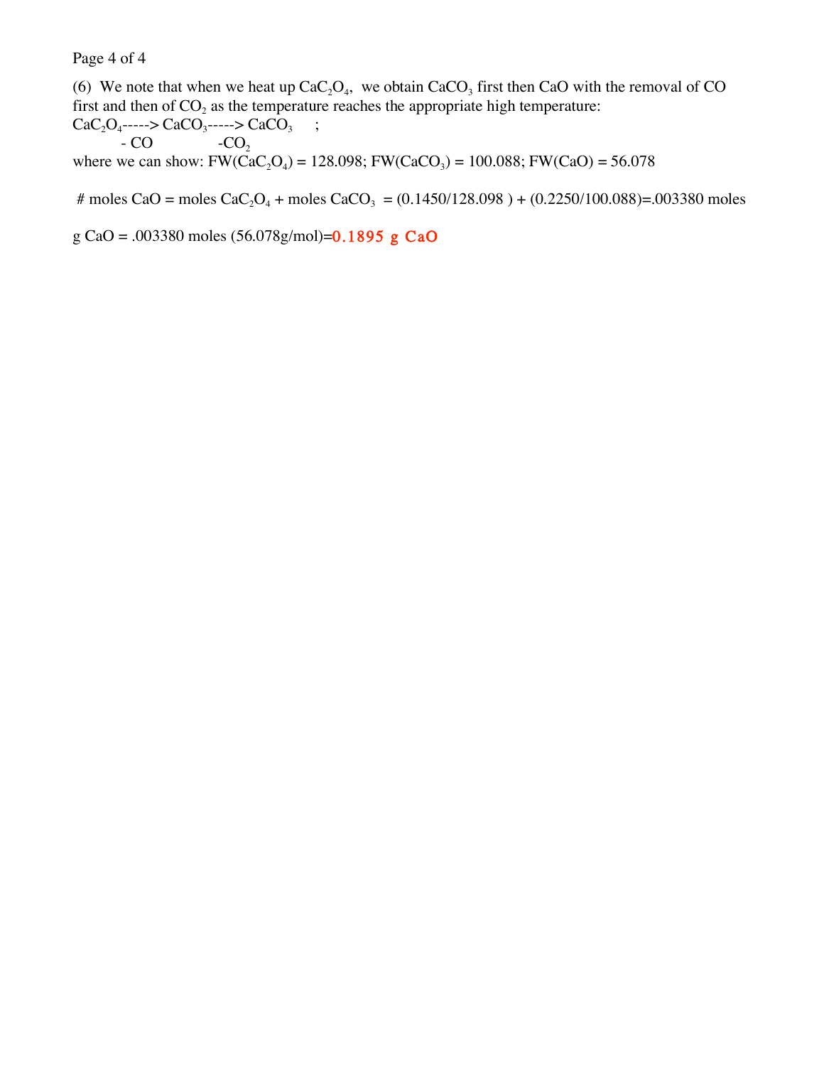(6) We note that when we heat up $CaC_2O_4$, we obtain $CaCO_3$ first then CaO with the removal of CO first and then of $CO_2$ as the temperature reaches the appropriate high temperature:

$CaC_2O_4$-----> $CaCO_3$-----> $CaCO_3$ ;

- CO -$CO_2$

where we can show: FW($CaC_2O_4$) = 128.098; FW($CaCO_3$) = 100.088; FW(CaO) = 56.078

# moles CaO = moles $CaC_2O_4$ + moles $CaCO_3$ = (0.1450/128.098 ) + (0.2250/100.088)=.003380 moles

g CaO = .003380 moles (56.078g/mol)=**0.1895 g CaO**